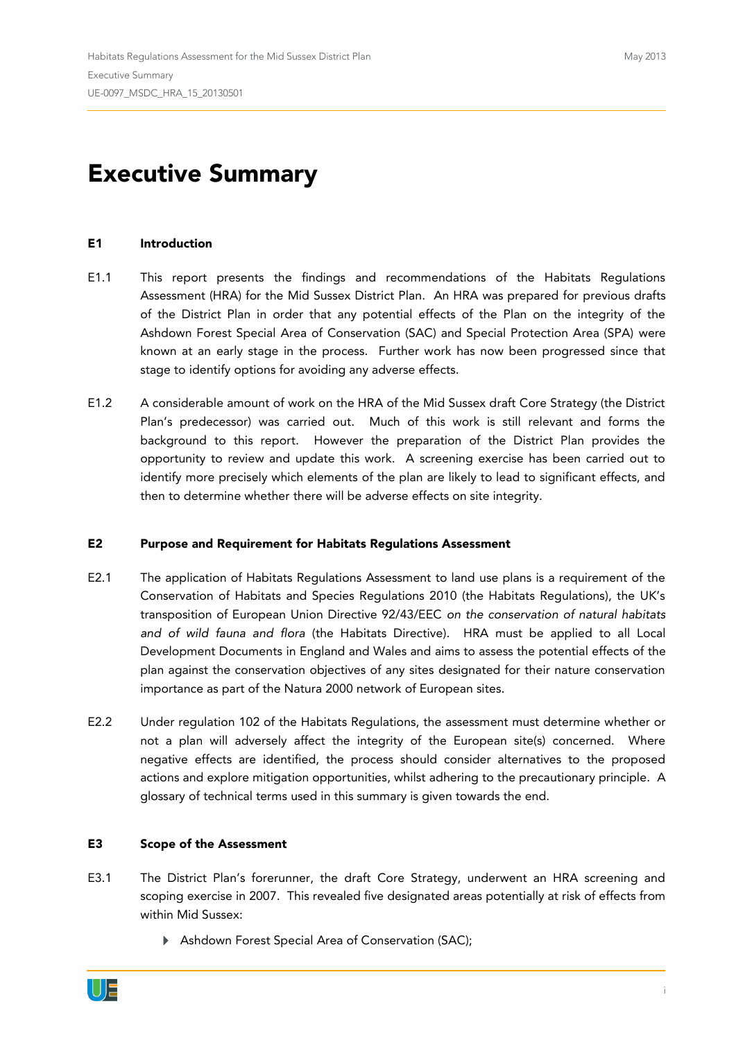# Executive Summary

## E1 Introduction

E1.1 This report presents the findings and recommendations of the Habitats Regulations Assessment (HRA) for the Mid Sussex District Plan. An HRA was prepared for previous drafts of the District Plan in order that any potential effects of the Plan on the integrity of the Ashdown Forest Special Area of Conservation (SAC) and Special Protection Area (SPA) were known at an early stage in the process. Further work has now been progressed since that stage to identify options for avoiding any adverse effects.

E1.2 A considerable amount of work on the HRA of the Mid Sussex draft Core Strategy (the District Plan's predecessor) was carried out. Much of this work is still relevant and forms the background to this report. However the preparation of the District Plan provides the opportunity to review and update this work. A screening exercise has been carried out to identify more precisely which elements of the plan are likely to lead to significant effects, and then to determine whether there will be adverse effects on site integrity.

## E2 Purpose and Requirement for Habitats Regulations Assessment

E2.1 The application of Habitats Regulations Assessment to land use plans is a requirement of the Conservation of Habitats and Species Regulations 2010 (the Habitats Regulations), the UK's transposition of European Union Directive 92/43/EEC *on the conservation of natural habitats and of wild fauna and flora* (the Habitats Directive). HRA must be applied to all Local Development Documents in England and Wales and aims to assess the potential effects of the plan against the conservation objectives of any sites designated for their nature conservation importance as part of the Natura 2000 network of European sites.

E2.2 Under regulation 102 of the Habitats Regulations, the assessment must determine whether or not a plan will adversely affect the integrity of the European site(s) concerned. Where negative effects are identified, the process should consider alternatives to the proposed actions and explore mitigation opportunities, whilst adhering to the precautionary principle. A glossary of technical terms used in this summary is given towards the end.

## E3 Scope of the Assessment

E3.1 The District Plan's forerunner, the draft Core Strategy, underwent an HRA screening and scoping exercise in 2007. This revealed five designated areas potentially at risk of effects from within Mid Sussex:

- Ashdown Forest Special Area of Conservation (SAC);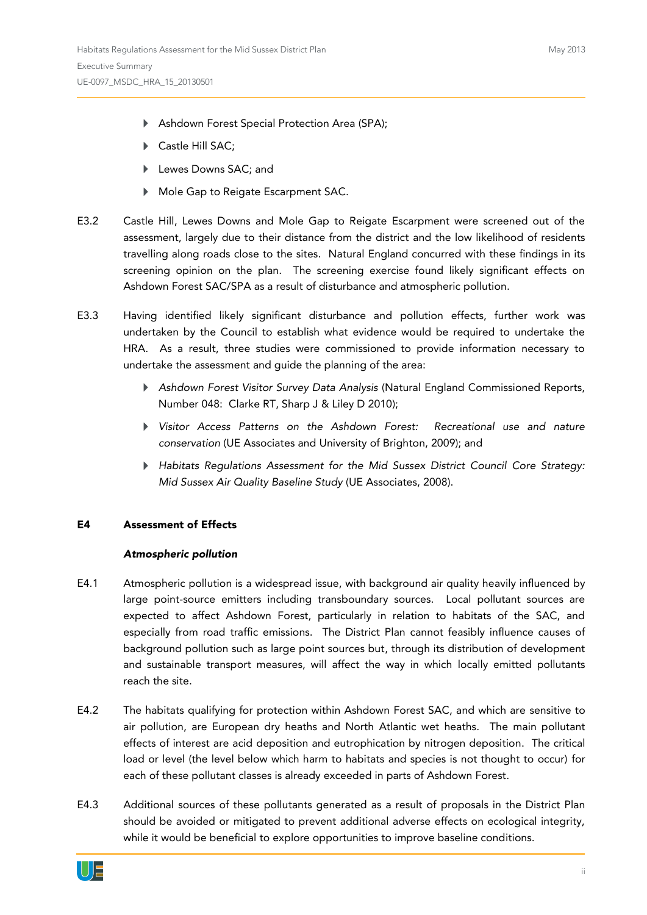- Ashdown Forest Special Protection Area (SPA);
- Castle Hill SAC;
- Lewes Downs SAC; and
- Mole Gap to Reigate Escarpment SAC.

E3.2 Castle Hill, Lewes Downs and Mole Gap to Reigate Escarpment were screened out of the assessment, largely due to their distance from the district and the low likelihood of residents travelling along roads close to the sites. Natural England concurred with these findings in its screening opinion on the plan. The screening exercise found likely significant effects on Ashdown Forest SAC/SPA as a result of disturbance and atmospheric pollution.

E3.3 Having identified likely significant disturbance and pollution effects, further work was undertaken by the Council to establish what evidence would be required to undertake the HRA. As a result, three studies were commissioned to provide information necessary to undertake the assessment and guide the planning of the area:

- *Ashdown Forest Visitor Survey Data Analysis* (Natural England Commissioned Reports, Number 048: Clarke RT, Sharp J & Liley D 2010);
- *Visitor Access Patterns on the Ashdown Forest: Recreational use and nature conservation* (UE Associates and University of Brighton, 2009); and
- *Habitats Regulations Assessment for the Mid Sussex District Council Core Strategy: Mid Sussex Air Quality Baseline Study* (UE Associates, 2008).

## E4 Assessment of Effects

### *Atmospheric pollution*

E4.1 Atmospheric pollution is a widespread issue, with background air quality heavily influenced by large point-source emitters including transboundary sources. Local pollutant sources are expected to affect Ashdown Forest, particularly in relation to habitats of the SAC, and especially from road traffic emissions. The District Plan cannot feasibly influence causes of background pollution such as large point sources but, through its distribution of development and sustainable transport measures, will affect the way in which locally emitted pollutants reach the site.

E4.2 The habitats qualifying for protection within Ashdown Forest SAC, and which are sensitive to air pollution, are European dry heaths and North Atlantic wet heaths. The main pollutant effects of interest are acid deposition and eutrophication by nitrogen deposition. The critical load or level (the level below which harm to habitats and species is not thought to occur) for each of these pollutant classes is already exceeded in parts of Ashdown Forest.

E4.3 Additional sources of these pollutants generated as a result of proposals in the District Plan should be avoided or mitigated to prevent additional adverse effects on ecological integrity, while it would be beneficial to explore opportunities to improve baseline conditions.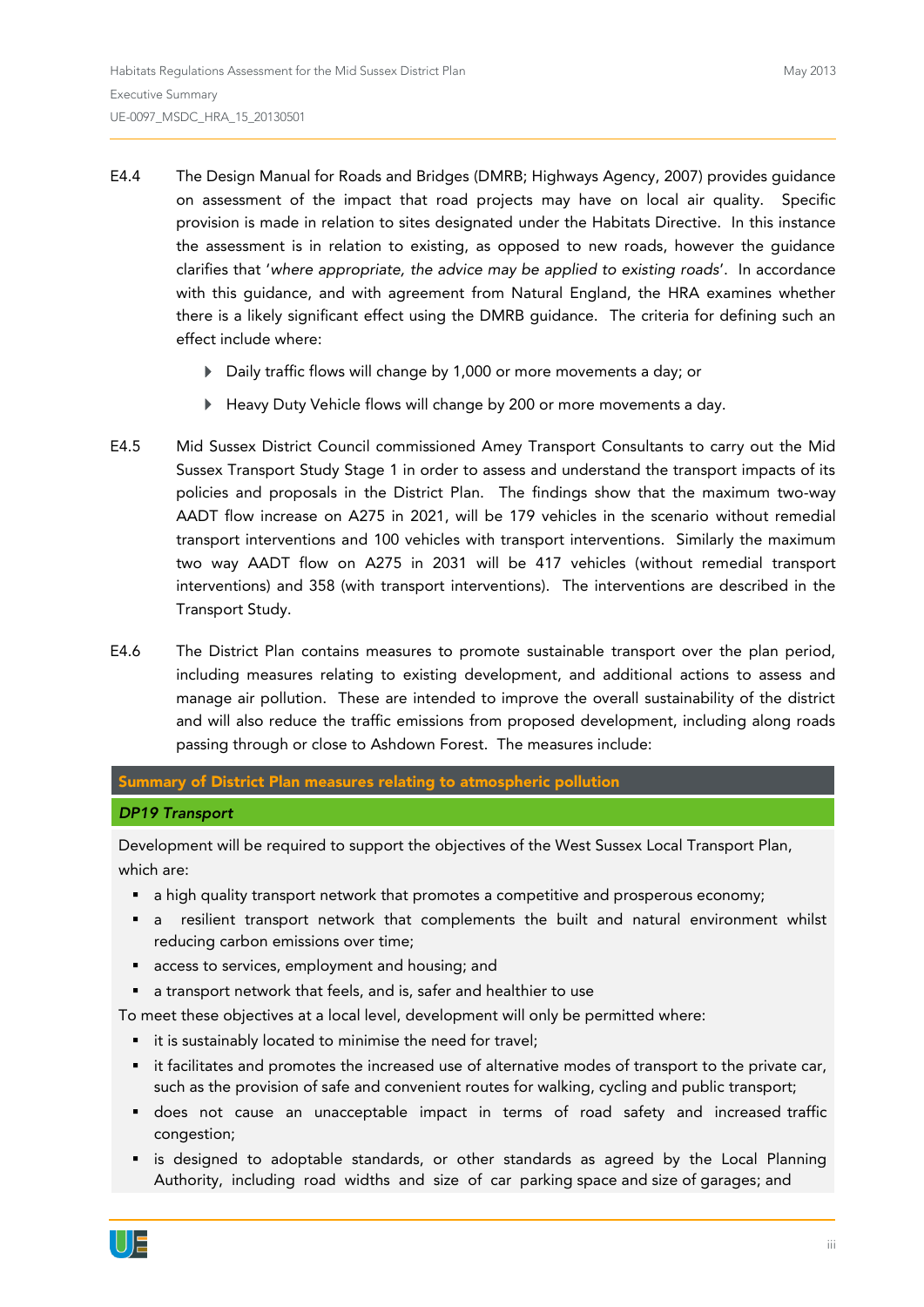E4.4 The Design Manual for Roads and Bridges (DMRB; Highways Agency, 2007) provides guidance on assessment of the impact that road projects may have on local air quality. Specific provision is made in relation to sites designated under the Habitats Directive. In this instance the assessment is in relation to existing, as opposed to new roads, however the guidance clarifies that '*where appropriate, the advice may be applied to existing roads*'. In accordance with this guidance, and with agreement from Natural England, the HRA examines whether there is a likely significant effect using the DMRB guidance. The criteria for defining such an effect include where:

- Daily traffic flows will change by 1,000 or more movements a day; or
- Heavy Duty Vehicle flows will change by 200 or more movements a day.

E4.5 Mid Sussex District Council commissioned Amey Transport Consultants to carry out the Mid Sussex Transport Study Stage 1 in order to assess and understand the transport impacts of its policies and proposals in the District Plan. The findings show that the maximum two-way AADT flow increase on A275 in 2021, will be 179 vehicles in the scenario without remedial transport interventions and 100 vehicles with transport interventions. Similarly the maximum two way AADT flow on A275 in 2031 will be 417 vehicles (without remedial transport interventions) and 358 (with transport interventions). The interventions are described in the Transport Study.

E4.6 The District Plan contains measures to promote sustainable transport over the plan period, including measures relating to existing development, and additional actions to assess and manage air pollution. These are intended to improve the overall sustainability of the district and will also reduce the traffic emissions from proposed development, including along roads passing through or close to Ashdown Forest. The measures include:

**Summary of District Plan measures relating to atmospheric pollution**

***DP19 Transport***

Development will be required to support the objectives of the West Sussex Local Transport Plan, which are:

- a high quality transport network that promotes a competitive and prosperous economy;
- a resilient transport network that complements the built and natural environment whilst reducing carbon emissions over time;
- access to services, employment and housing; and
- a transport network that feels, and is, safer and healthier to use

To meet these objectives at a local level, development will only be permitted where:

- it is sustainably located to minimise the need for travel;
- it facilitates and promotes the increased use of alternative modes of transport to the private car, such as the provision of safe and convenient routes for walking, cycling and public transport;
- does not cause an unacceptable impact in terms of road safety and increased traffic congestion;
- is designed to adoptable standards, or other standards as agreed by the Local Planning Authority, including road widths and size of car parking space and size of garages; and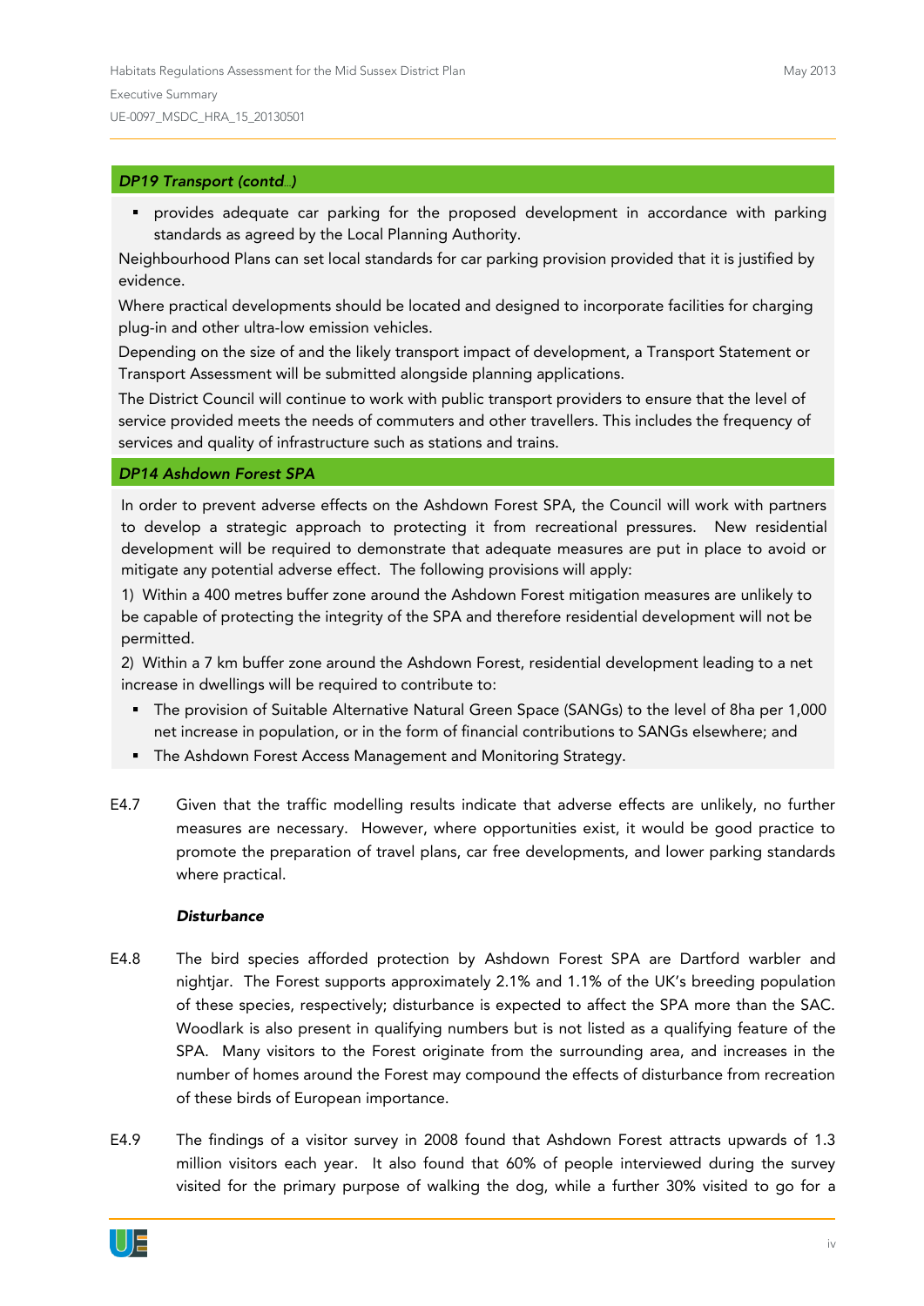***DP19 Transport (contd…)***

- provides adequate car parking for the proposed development in accordance with parking standards as agreed by the Local Planning Authority.

Neighbourhood Plans can set local standards for car parking provision provided that it is justified by evidence.

Where practical developments should be located and designed to incorporate facilities for charging plug-in and other ultra-low emission vehicles.

Depending on the size of and the likely transport impact of development, a Transport Statement or Transport Assessment will be submitted alongside planning applications.

The District Council will continue to work with public transport providers to ensure that the level of service provided meets the needs of commuters and other travellers. This includes the frequency of services and quality of infrastructure such as stations and trains.

***DP14 Ashdown Forest SPA***

In order to prevent adverse effects on the Ashdown Forest SPA, the Council will work with partners to develop a strategic approach to protecting it from recreational pressures. New residential development will be required to demonstrate that adequate measures are put in place to avoid or mitigate any potential adverse effect. The following provisions will apply:

1) Within a 400 metres buffer zone around the Ashdown Forest mitigation measures are unlikely to be capable of protecting the integrity of the SPA and therefore residential development will not be permitted.

2) Within a 7 km buffer zone around the Ashdown Forest, residential development leading to a net increase in dwellings will be required to contribute to:

- The provision of Suitable Alternative Natural Green Space (SANGs) to the level of 8ha per 1,000 net increase in population, or in the form of financial contributions to SANGs elsewhere; and
- The Ashdown Forest Access Management and Monitoring Strategy.

E4.7 Given that the traffic modelling results indicate that adverse effects are unlikely, no further measures are necessary. However, where opportunities exist, it would be good practice to promote the preparation of travel plans, car free developments, and lower parking standards where practical.

***Disturbance***

E4.8 The bird species afforded protection by Ashdown Forest SPA are Dartford warbler and nightjar. The Forest supports approximately 2.1% and 1.1% of the UK's breeding population of these species, respectively; disturbance is expected to affect the SPA more than the SAC. Woodlark is also present in qualifying numbers but is not listed as a qualifying feature of the SPA. Many visitors to the Forest originate from the surrounding area, and increases in the number of homes around the Forest may compound the effects of disturbance from recreation of these birds of European importance.

E4.9 The findings of a visitor survey in 2008 found that Ashdown Forest attracts upwards of 1.3 million visitors each year. It also found that 60% of people interviewed during the survey visited for the primary purpose of walking the dog, while a further 30% visited to go for a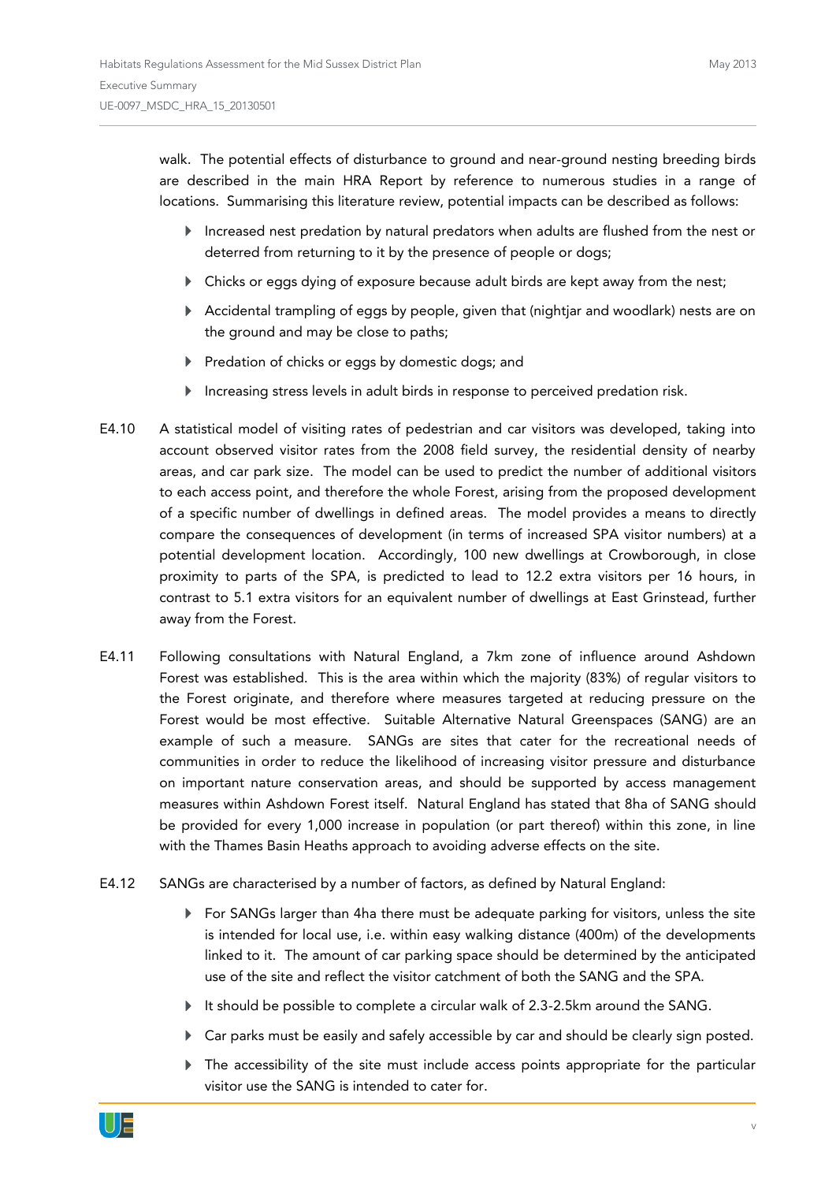walk. The potential effects of disturbance to ground and near-ground nesting breeding birds are described in the main HRA Report by reference to numerous studies in a range of locations. Summarising this literature review, potential impacts can be described as follows:

- Increased nest predation by natural predators when adults are flushed from the nest or deterred from returning to it by the presence of people or dogs;
- Chicks or eggs dying of exposure because adult birds are kept away from the nest;
- Accidental trampling of eggs by people, given that (nightjar and woodlark) nests are on the ground and may be close to paths;
- Predation of chicks or eggs by domestic dogs; and
- Increasing stress levels in adult birds in response to perceived predation risk.

E4.10 A statistical model of visiting rates of pedestrian and car visitors was developed, taking into account observed visitor rates from the 2008 field survey, the residential density of nearby areas, and car park size. The model can be used to predict the number of additional visitors to each access point, and therefore the whole Forest, arising from the proposed development of a specific number of dwellings in defined areas. The model provides a means to directly compare the consequences of development (in terms of increased SPA visitor numbers) at a potential development location. Accordingly, 100 new dwellings at Crowborough, in close proximity to parts of the SPA, is predicted to lead to 12.2 extra visitors per 16 hours, in contrast to 5.1 extra visitors for an equivalent number of dwellings at East Grinstead, further away from the Forest.

E4.11 Following consultations with Natural England, a 7km zone of influence around Ashdown Forest was established. This is the area within which the majority (83%) of regular visitors to the Forest originate, and therefore where measures targeted at reducing pressure on the Forest would be most effective. Suitable Alternative Natural Greenspaces (SANG) are an example of such a measure. SANGs are sites that cater for the recreational needs of communities in order to reduce the likelihood of increasing visitor pressure and disturbance on important nature conservation areas, and should be supported by access management measures within Ashdown Forest itself. Natural England has stated that 8ha of SANG should be provided for every 1,000 increase in population (or part thereof) within this zone, in line with the Thames Basin Heaths approach to avoiding adverse effects on the site.

E4.12 SANGs are characterised by a number of factors, as defined by Natural England:

- For SANGs larger than 4ha there must be adequate parking for visitors, unless the site is intended for local use, i.e. within easy walking distance (400m) of the developments linked to it. The amount of car parking space should be determined by the anticipated use of the site and reflect the visitor catchment of both the SANG and the SPA.
- It should be possible to complete a circular walk of 2.3-2.5km around the SANG.
- Car parks must be easily and safely accessible by car and should be clearly sign posted.
- The accessibility of the site must include access points appropriate for the particular visitor use the SANG is intended to cater for.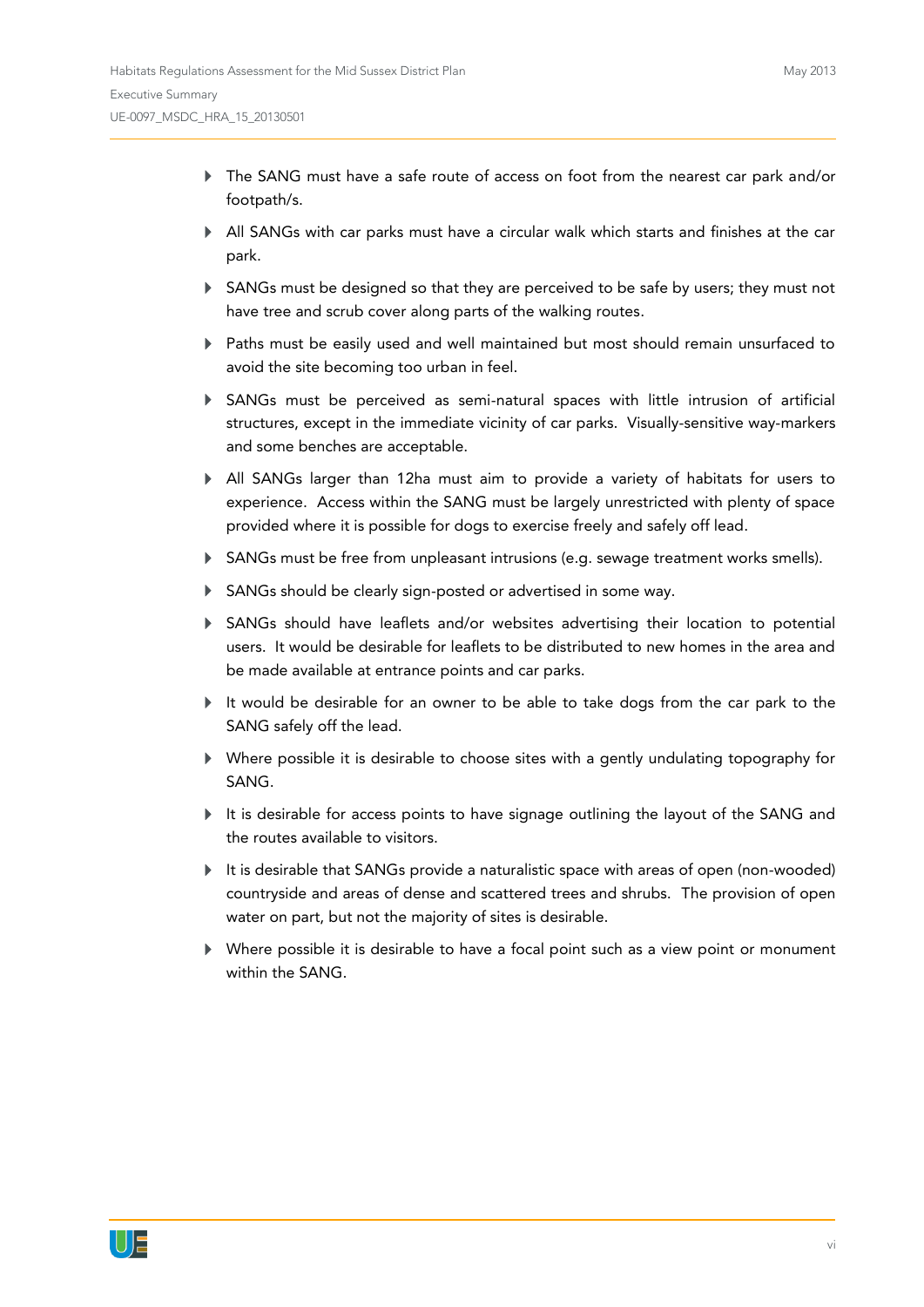- The SANG must have a safe route of access on foot from the nearest car park and/or footpath/s.
- All SANGs with car parks must have a circular walk which starts and finishes at the car park.
- SANGs must be designed so that they are perceived to be safe by users; they must not have tree and scrub cover along parts of the walking routes.
- Paths must be easily used and well maintained but most should remain unsurfaced to avoid the site becoming too urban in feel.
- SANGs must be perceived as semi-natural spaces with little intrusion of artificial structures, except in the immediate vicinity of car parks. Visually-sensitive way-markers and some benches are acceptable.
- All SANGs larger than 12ha must aim to provide a variety of habitats for users to experience. Access within the SANG must be largely unrestricted with plenty of space provided where it is possible for dogs to exercise freely and safely off lead.
- SANGs must be free from unpleasant intrusions (e.g. sewage treatment works smells).
- SANGs should be clearly sign-posted or advertised in some way.
- SANGs should have leaflets and/or websites advertising their location to potential users. It would be desirable for leaflets to be distributed to new homes in the area and be made available at entrance points and car parks.
- It would be desirable for an owner to be able to take dogs from the car park to the SANG safely off the lead.
- Where possible it is desirable to choose sites with a gently undulating topography for SANG.
- It is desirable for access points to have signage outlining the layout of the SANG and the routes available to visitors.
- It is desirable that SANGs provide a naturalistic space with areas of open (non-wooded) countryside and areas of dense and scattered trees and shrubs. The provision of open water on part, but not the majority of sites is desirable.
- Where possible it is desirable to have a focal point such as a view point or monument within the SANG.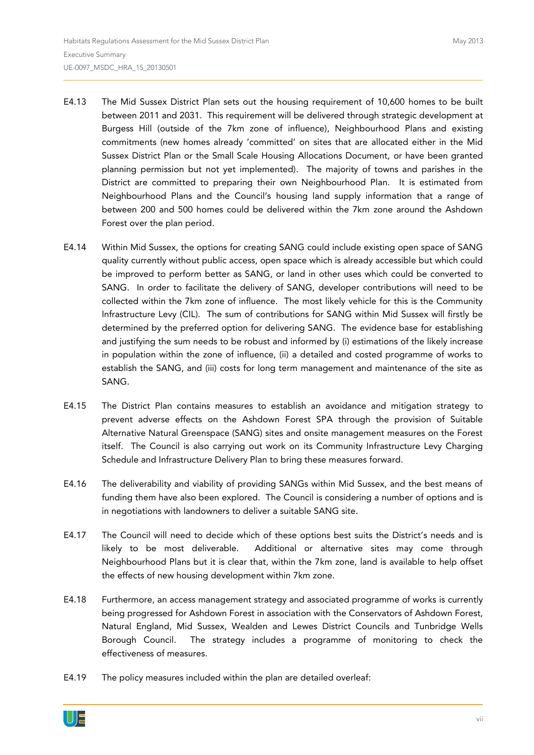E4.13 The Mid Sussex District Plan sets out the housing requirement of 10,600 homes to be built between 2011 and 2031. This requirement will be delivered through strategic development at Burgess Hill (outside of the 7km zone of influence), Neighbourhood Plans and existing commitments (new homes already 'committed' on sites that are allocated either in the Mid Sussex District Plan or the Small Scale Housing Allocations Document, or have been granted planning permission but not yet implemented). The majority of towns and parishes in the District are committed to preparing their own Neighbourhood Plan. It is estimated from Neighbourhood Plans and the Council's housing land supply information that a range of between 200 and 500 homes could be delivered within the 7km zone around the Ashdown Forest over the plan period.

E4.14 Within Mid Sussex, the options for creating SANG could include existing open space of SANG quality currently without public access, open space which is already accessible but which could be improved to perform better as SANG, or land in other uses which could be converted to SANG. In order to facilitate the delivery of SANG, developer contributions will need to be collected within the 7km zone of influence. The most likely vehicle for this is the Community Infrastructure Levy (CIL). The sum of contributions for SANG within Mid Sussex will firstly be determined by the preferred option for delivering SANG. The evidence base for establishing and justifying the sum needs to be robust and informed by (i) estimations of the likely increase in population within the zone of influence, (ii) a detailed and costed programme of works to establish the SANG, and (iii) costs for long term management and maintenance of the site as SANG.

E4.15 The District Plan contains measures to establish an avoidance and mitigation strategy to prevent adverse effects on the Ashdown Forest SPA through the provision of Suitable Alternative Natural Greenspace (SANG) sites and onsite management measures on the Forest itself. The Council is also carrying out work on its Community Infrastructure Levy Charging Schedule and Infrastructure Delivery Plan to bring these measures forward.

E4.16 The deliverability and viability of providing SANGs within Mid Sussex, and the best means of funding them have also been explored. The Council is considering a number of options and is in negotiations with landowners to deliver a suitable SANG site.

E4.17 The Council will need to decide which of these options best suits the District's needs and is likely to be most deliverable. Additional or alternative sites may come through Neighbourhood Plans but it is clear that, within the 7km zone, land is available to help offset the effects of new housing development within 7km zone.

E4.18 Furthermore, an access management strategy and associated programme of works is currently being progressed for Ashdown Forest in association with the Conservators of Ashdown Forest, Natural England, Mid Sussex, Wealden and Lewes District Councils and Tunbridge Wells Borough Council. The strategy includes a programme of monitoring to check the effectiveness of measures.

E4.19 The policy measures included within the plan are detailed overleaf: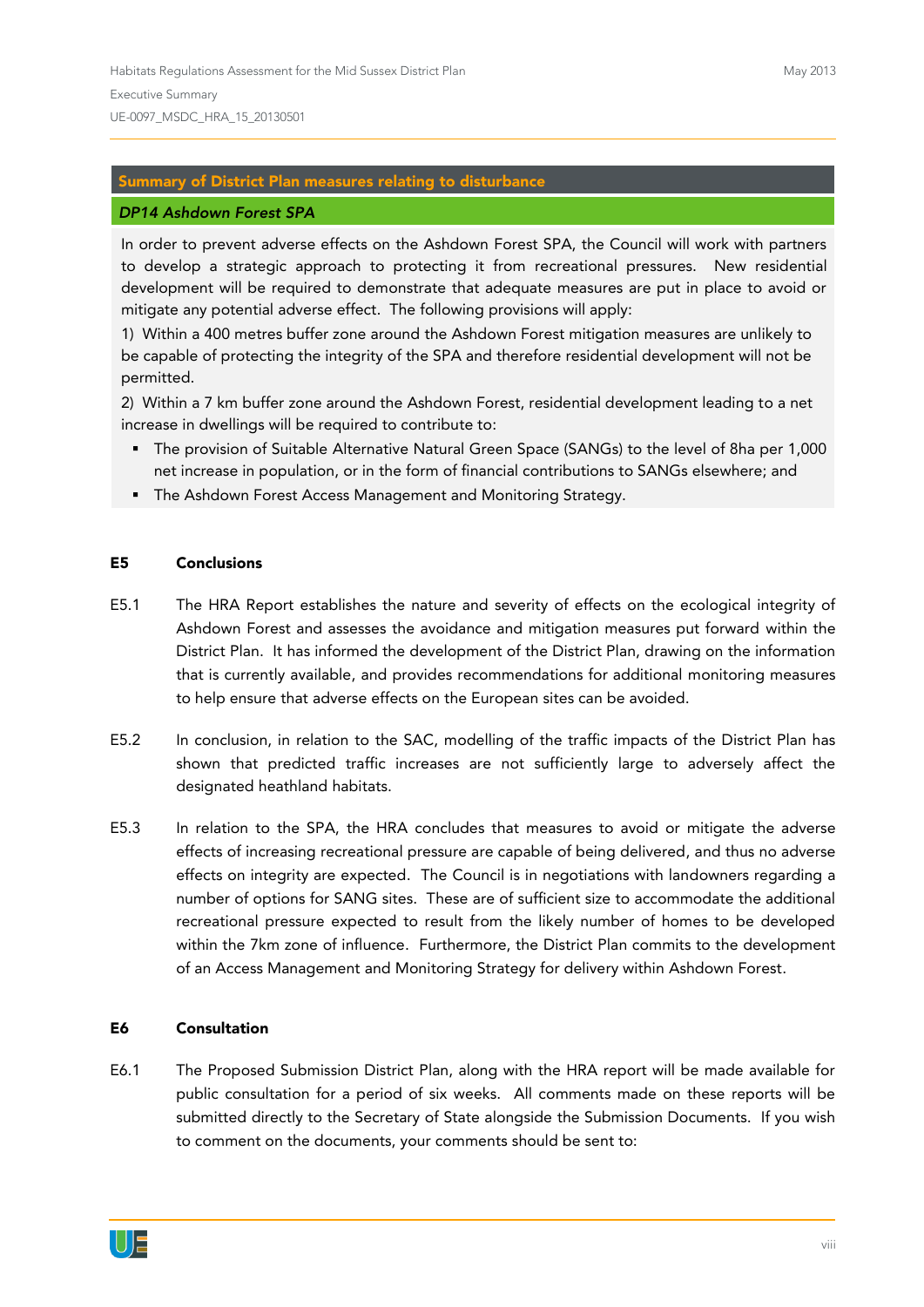**Summary of District Plan measures relating to disturbance**

***DP14 Ashdown Forest SPA***

In order to prevent adverse effects on the Ashdown Forest SPA, the Council will work with partners to develop a strategic approach to protecting it from recreational pressures. New residential development will be required to demonstrate that adequate measures are put in place to avoid or mitigate any potential adverse effect. The following provisions will apply:

1) Within a 400 metres buffer zone around the Ashdown Forest mitigation measures are unlikely to be capable of protecting the integrity of the SPA and therefore residential development will not be permitted.

2) Within a 7 km buffer zone around the Ashdown Forest, residential development leading to a net increase in dwellings will be required to contribute to:

- The provision of Suitable Alternative Natural Green Space (SANGs) to the level of 8ha per 1,000 net increase in population, or in the form of financial contributions to SANGs elsewhere; and
- The Ashdown Forest Access Management and Monitoring Strategy.

## E5 Conclusions

E5.1 The HRA Report establishes the nature and severity of effects on the ecological integrity of Ashdown Forest and assesses the avoidance and mitigation measures put forward within the District Plan. It has informed the development of the District Plan, drawing on the information that is currently available, and provides recommendations for additional monitoring measures to help ensure that adverse effects on the European sites can be avoided.

E5.2 In conclusion, in relation to the SAC, modelling of the traffic impacts of the District Plan has shown that predicted traffic increases are not sufficiently large to adversely affect the designated heathland habitats.

E5.3 In relation to the SPA, the HRA concludes that measures to avoid or mitigate the adverse effects of increasing recreational pressure are capable of being delivered, and thus no adverse effects on integrity are expected. The Council is in negotiations with landowners regarding a number of options for SANG sites. These are of sufficient size to accommodate the additional recreational pressure expected to result from the likely number of homes to be developed within the 7km zone of influence. Furthermore, the District Plan commits to the development of an Access Management and Monitoring Strategy for delivery within Ashdown Forest.

## E6 Consultation

E6.1 The Proposed Submission District Plan, along with the HRA report will be made available for public consultation for a period of six weeks. All comments made on these reports will be submitted directly to the Secretary of State alongside the Submission Documents. If you wish to comment on the documents, your comments should be sent to: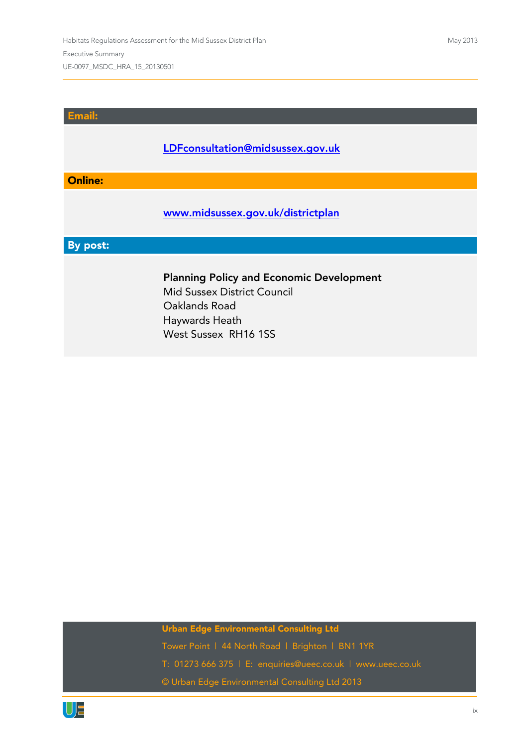**Email:**

LDFconsultation@midsussex.gov.uk

**Online:**

www.midsussex.gov.uk/districtplan

**By post:**

**Planning Policy and Economic Development**
Mid Sussex District Council
Oaklands Road
Haywards Heath
West Sussex RH16 1SS

**Urban Edge Environmental Consulting Ltd**

Tower Point | 44 North Road | Brighton | BN1 1YR

T: 01273 666 375 | E: enquiries@ueec.co.uk | www.ueec.co.uk

© Urban Edge Environmental Consulting Ltd 2013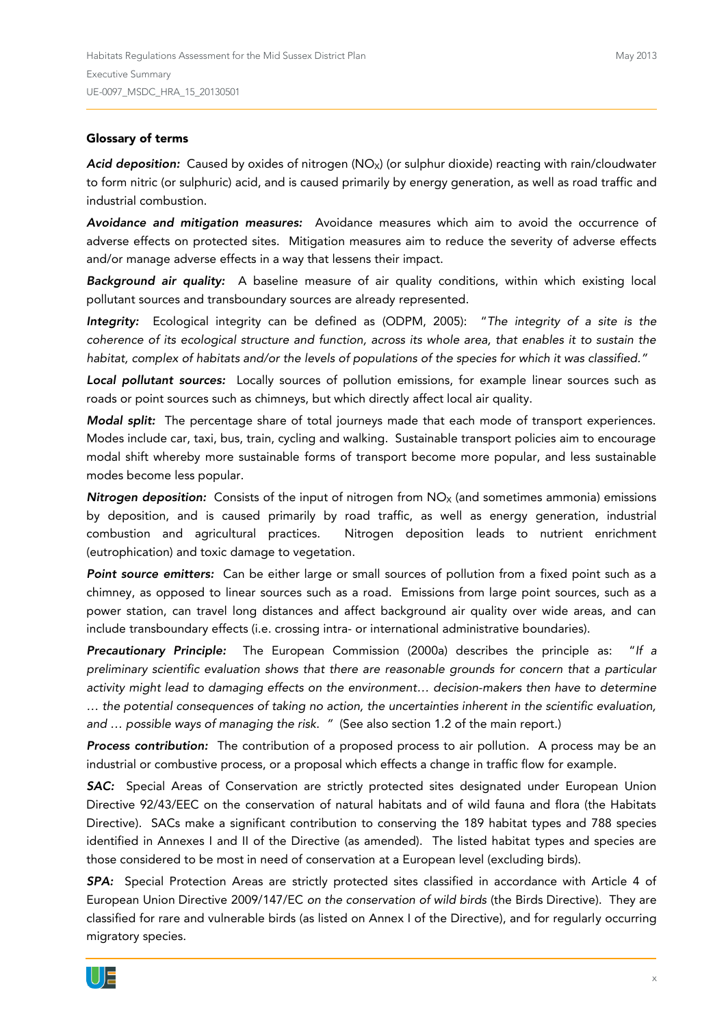### Glossary of terms

***Acid deposition:*** Caused by oxides of nitrogen ($NO_X$) (or sulphur dioxide) reacting with rain/cloudwater to form nitric (or sulphuric) acid, and is caused primarily by energy generation, as well as road traffic and industrial combustion.

***Avoidance and mitigation measures:*** Avoidance measures which aim to avoid the occurrence of adverse effects on protected sites. Mitigation measures aim to reduce the severity of adverse effects and/or manage adverse effects in a way that lessens their impact.

***Background air quality:*** A baseline measure of air quality conditions, within which existing local pollutant sources and transboundary sources are already represented.

***Integrity:*** Ecological integrity can be defined as (ODPM, 2005): "*The integrity of a site is the coherence of its ecological structure and function, across its whole area, that enables it to sustain the habitat, complex of habitats and/or the levels of populations of the species for which it was classified.*"

***Local pollutant sources:*** Locally sources of pollution emissions, for example linear sources such as roads or point sources such as chimneys, but which directly affect local air quality.

***Modal split:*** The percentage share of total journeys made that each mode of transport experiences. Modes include car, taxi, bus, train, cycling and walking. Sustainable transport policies aim to encourage modal shift whereby more sustainable forms of transport become more popular, and less sustainable modes become less popular.

***Nitrogen deposition:*** Consists of the input of nitrogen from $NO_X$ (and sometimes ammonia) emissions by deposition, and is caused primarily by road traffic, as well as energy generation, industrial combustion and agricultural practices. Nitrogen deposition leads to nutrient enrichment (eutrophication) and toxic damage to vegetation.

***Point source emitters:*** Can be either large or small sources of pollution from a fixed point such as a chimney, as opposed to linear sources such as a road. Emissions from large point sources, such as a power station, can travel long distances and affect background air quality over wide areas, and can include transboundary effects (i.e. crossing intra- or international administrative boundaries).

***Precautionary Principle:*** The European Commission (2000a) describes the principle as: "*If a preliminary scientific evaluation shows that there are reasonable grounds for concern that a particular activity might lead to damaging effects on the environment… decision-makers then have to determine … the potential consequences of taking no action, the uncertainties inherent in the scientific evaluation, and … possible ways of managing the risk.* " (See also section 1.2 of the main report.)

***Process contribution:*** The contribution of a proposed process to air pollution. A process may be an industrial or combustive process, or a proposal which effects a change in traffic flow for example.

***SAC:*** Special Areas of Conservation are strictly protected sites designated under European Union Directive 92/43/EEC on the conservation of natural habitats and of wild fauna and flora (the Habitats Directive). SACs make a significant contribution to conserving the 189 habitat types and 788 species identified in Annexes I and II of the Directive (as amended). The listed habitat types and species are those considered to be most in need of conservation at a European level (excluding birds).

***SPA:*** Special Protection Areas are strictly protected sites classified in accordance with Article 4 of European Union Directive 2009/147/EC *on the conservation of wild birds* (the Birds Directive). They are classified for rare and vulnerable birds (as listed on Annex I of the Directive), and for regularly occurring migratory species.